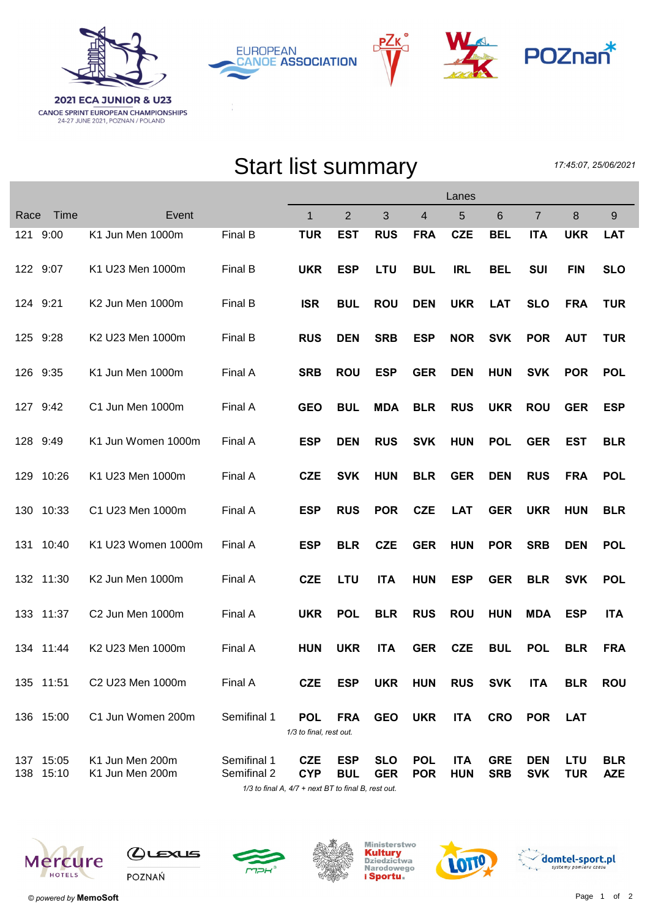2021 ECA JUNIOR & U23
CANOE SPRINT EUROPEAN CHAMPIONSHIPS
24-27 JUNE 2021, POZNAN / POLAND

# Start list summary

*17:45:07, 25/06/2021*

| Race | Time | Event | | Lanes 1 | 2 | 3 | 4 | 5 | 6 | 7 | 8 | 9 |
|---|---|---|---|---|---|---|---|---|---|---|---|---|
| 121 | 9:00 | K1 Jun Men 1000m | Final B | TUR | EST | RUS | FRA | CZE | BEL | ITA | UKR | LAT |
| 122 | 9:07 | K1 U23 Men 1000m | Final B | UKR | ESP | LTU | BUL | IRL | BEL | SUI | FIN | SLO |
| 124 | 9:21 | K2 Jun Men 1000m | Final B | ISR | BUL | ROU | DEN | UKR | LAT | SLO | FRA | TUR |
| 125 | 9:28 | K2 U23 Men 1000m | Final B | RUS | DEN | SRB | ESP | NOR | SVK | POR | AUT | TUR |
| 126 | 9:35 | K1 Jun Men 1000m | Final A | SRB | ROU | ESP | GER | DEN | HUN | SVK | POR | POL |
| 127 | 9:42 | C1 Jun Men 1000m | Final A | GEO | BUL | MDA | BLR | RUS | UKR | ROU | GER | ESP |
| 128 | 9:49 | K1 Jun Women 1000m | Final A | ESP | DEN | RUS | SVK | HUN | POL | GER | EST | BLR |
| 129 | 10:26 | K1 U23 Men 1000m | Final A | CZE | SVK | HUN | BLR | GER | DEN | RUS | FRA | POL |
| 130 | 10:33 | C1 U23 Men 1000m | Final A | ESP | RUS | POR | CZE | LAT | GER | UKR | HUN | BLR |
| 131 | 10:40 | K1 U23 Women 1000m | Final A | ESP | BLR | CZE | GER | HUN | POR | SRB | DEN | POL |
| 132 | 11:30 | K2 Jun Men 1000m | Final A | CZE | LTU | ITA | HUN | ESP | GER | BLR | SVK | POL |
| 133 | 11:37 | C2 Jun Men 1000m | Final A | UKR | POL | BLR | RUS | ROU | HUN | MDA | ESP | ITA |
| 134 | 11:44 | K2 U23 Men 1000m | Final A | HUN | UKR | ITA | GER | CZE | BUL | POL | BLR | FRA |
| 135 | 11:51 | C2 U23 Men 1000m | Final A | CZE | ESP | UKR | HUN | RUS | SVK | ITA | BLR | ROU |
| 136 | 15:00 | C1 Jun Women 200m | Semifinal 1 | POL | FRA | GEO | UKR | ITA | CRO | POR | LAT | |
| | | | | *1/3 to final, rest out.* | | | | | | | | |
| 137 | 15:05 | K1 Jun Men 200m | Semifinal 1 | CZE | ESP | SLO | POL | ITA | GRE | DEN | LTU | BLR |
| 138 | 15:10 | K1 Jun Men 200m | Semifinal 2 | CYP | BUL | GER | POR | HUN | SRB | SVK | TUR | AZE |
| | | | | *1/3 to final A, 4/7 + next BT to final B, rest out.* | | | | | | | | |

*© powered by* **MemoSoft**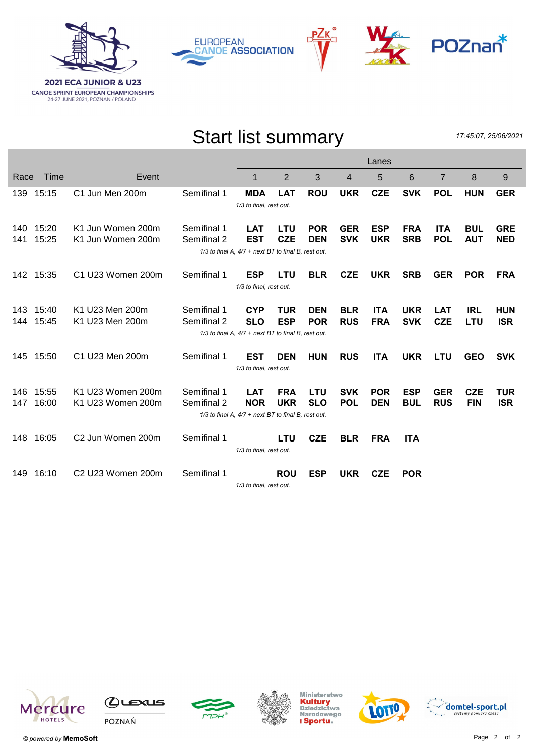2021 ECA JUNIOR & U23
CANOE SPRINT EUROPEAN CHAMPIONSHIPS
24-27 JUNE 2021, POZNAN / POLAND

# Start list summary

*17:45:07, 25/06/2021*

| Race | Time | Event | | Lane 1 | Lane 2 | Lane 3 | Lane 4 | Lane 5 | Lane 6 | Lane 7 | Lane 8 | Lane 9 |
|---|---|---|---|---|---|---|---|---|---|---|---|---|
| 139 | 15:15 | C1 Jun Men 200m | Semifinal 1 | **MDA** | **LAT** | **ROU** | **UKR** | **CZE** | **SVK** | **POL** | **HUN** | **GER** |
| | | | | *1/3 to final, rest out.* | | | | | | | | |
| 140 | 15:20 | K1 Jun Women 200m | Semifinal 1 | **LAT** | **LTU** | **POR** | **GER** | **ESP** | **FRA** | **ITA** | **BUL** | **GRE** |
| 141 | 15:25 | K1 Jun Women 200m | Semifinal 2 | **EST** | **CZE** | **DEN** | **SVK** | **UKR** | **SRB** | **POL** | **AUT** | **NED** |
| | | | | *1/3 to final A, 4/7 + next BT to final B, rest out.* | | | | | | | | |
| 142 | 15:35 | C1 U23 Women 200m | Semifinal 1 | **ESP** | **LTU** | **BLR** | **CZE** | **UKR** | **SRB** | **GER** | **POR** | **FRA** |
| | | | | *1/3 to final, rest out.* | | | | | | | | |
| 143 | 15:40 | K1 U23 Men 200m | Semifinal 1 | **CYP** | **TUR** | **DEN** | **BLR** | **ITA** | **UKR** | **LAT** | **IRL** | **HUN** |
| 144 | 15:45 | K1 U23 Men 200m | Semifinal 2 | **SLO** | **ESP** | **POR** | **RUS** | **FRA** | **SVK** | **CZE** | **LTU** | **ISR** |
| | | | | *1/3 to final A, 4/7 + next BT to final B, rest out.* | | | | | | | | |
| 145 | 15:50 | C1 U23 Men 200m | Semifinal 1 | **EST** | **DEN** | **HUN** | **RUS** | **ITA** | **UKR** | **LTU** | **GEO** | **SVK** |
| | | | | *1/3 to final, rest out.* | | | | | | | | |
| 146 | 15:55 | K1 U23 Women 200m | Semifinal 1 | **LAT** | **FRA** | **LTU** | **SVK** | **POR** | **ESP** | **GER** | **CZE** | **TUR** |
| 147 | 16:00 | K1 U23 Women 200m | Semifinal 2 | **NOR** | **UKR** | **SLO** | **POL** | **DEN** | **BUL** | **RUS** | **FIN** | **ISR** |
| | | | | *1/3 to final A, 4/7 + next BT to final B, rest out.* | | | | | | | | |
| 148 | 16:05 | C2 Jun Women 200m | Semifinal 1 | | **LTU** | **CZE** | **BLR** | **FRA** | **ITA** | | | |
| | | | | *1/3 to final, rest out.* | | | | | | | | |
| 149 | 16:10 | C2 U23 Women 200m | Semifinal 1 | | **ROU** | **ESP** | **UKR** | **CZE** | **POR** | | | |
| | | | | *1/3 to final, rest out.* | | | | | | | | |